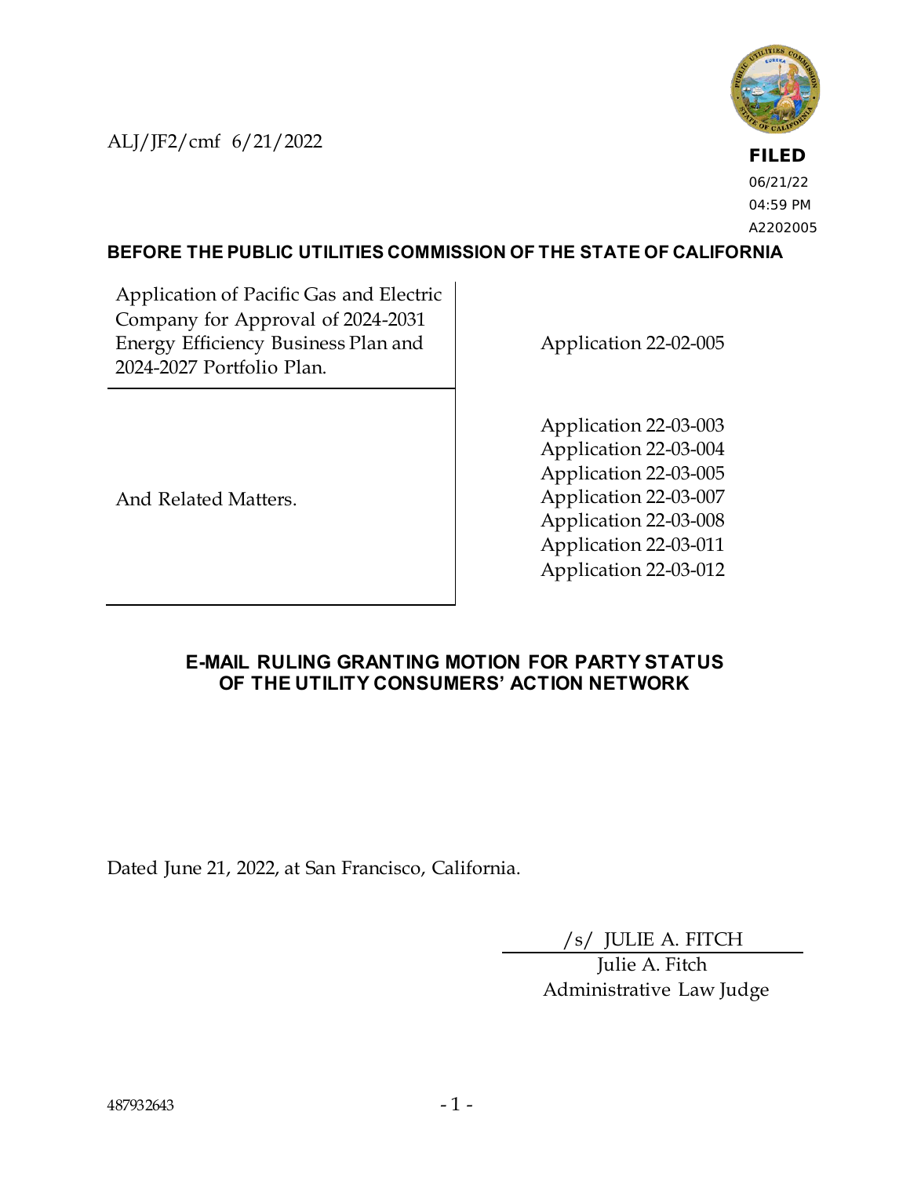ALJ/JF2/cmf 6/21/2022

**FILED**
06/21/22
04:59 PM
A2202005

**BEFORE THE PUBLIC UTILITIES COMMISSION OF THE STATE OF CALIFORNIA**

| | |
|---|---|
| Application of Pacific Gas and Electric Company for Approval of 2024-2031 Energy Efficiency Business Plan and 2024-2027 Portfolio Plan. | Application 22-02-005 |
| And Related Matters. | Application 22-03-003<br>Application 22-03-004<br>Application 22-03-005<br>Application 22-03-007<br>Application 22-03-008<br>Application 22-03-011<br>Application 22-03-012 |

**E-MAIL RULING GRANTING MOTION FOR PARTY STATUS OF THE UTILITY CONSUMERS' ACTION NETWORK**

Dated June 21, 2022, at San Francisco, California.

/s/ JULIE A. FITCH
Julie A. Fitch
Administrative Law Judge

487932643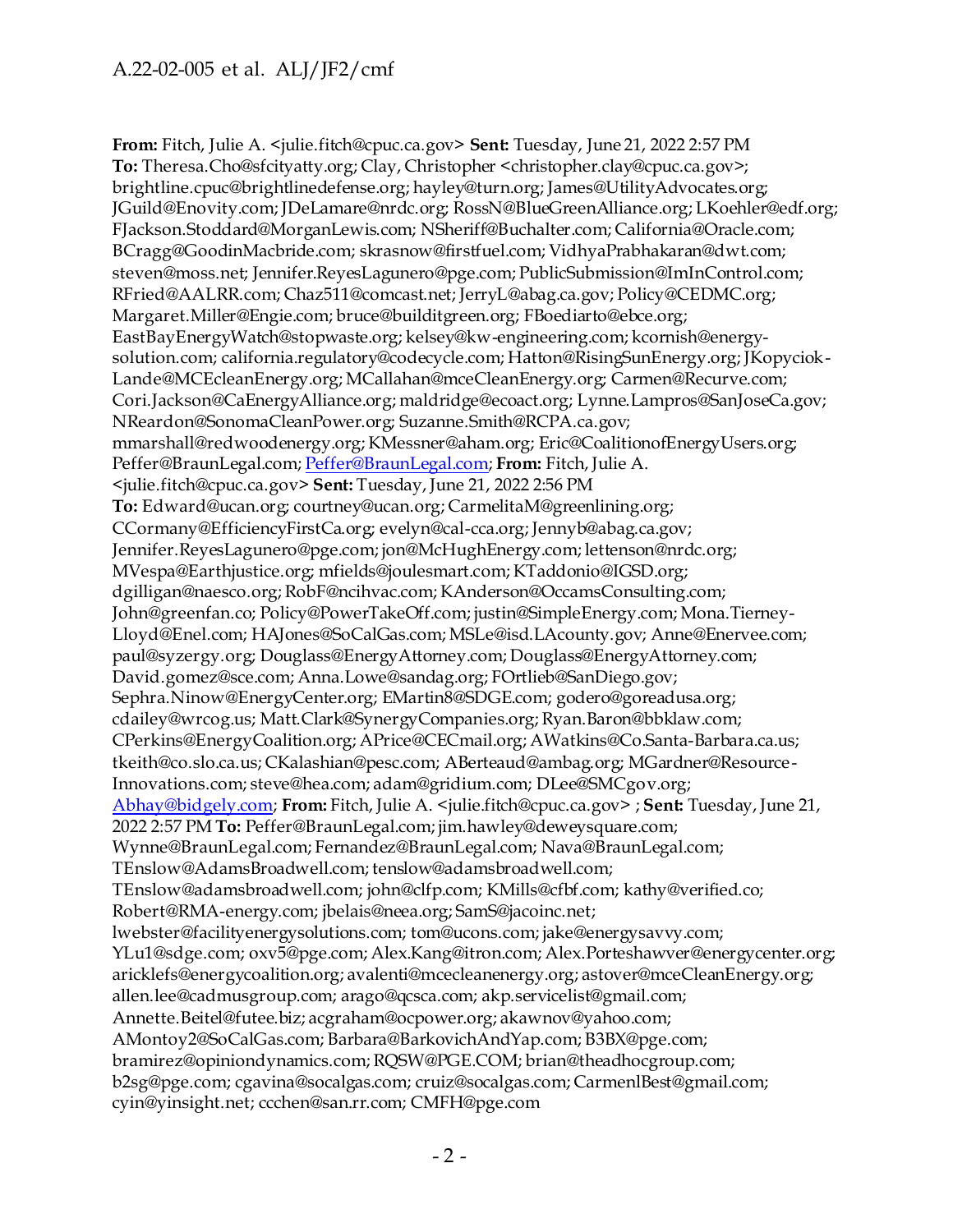**From:** Fitch, Julie A. <julie.fitch@cpuc.ca.gov> **Sent:** Tuesday, June 21, 2022 2:57 PM
**To:** Theresa.Cho@sfcityatty.org; Clay, Christopher <christopher.clay@cpuc.ca.gov>; brightline.cpuc@brightlinedefense.org; hayley@turn.org; James@UtilityAdvocates.org; JGuild@Enovity.com; JDeLamare@nrdc.org; RossN@BlueGreenAlliance.org; LKoehler@edf.org; FJackson.Stoddard@MorganLewis.com; NSheriff@Buchalter.com; California@Oracle.com; BCragg@GoodinMacbride.com; skrasnow@firstfuel.com; VidhyaPrabhakaran@dwt.com; steven@moss.net; Jennifer.ReyesLagunero@pge.com; PublicSubmission@ImInControl.com; RFried@AALRR.com; Chaz511@comcast.net; JerryL@abag.ca.gov; Policy@CEDMC.org; Margaret.Miller@Engie.com; bruce@builditgreen.org; FBoediarto@ebce.org; EastBayEnergyWatch@stopwaste.org; kelsey@kw-engineering.com; kcornish@energy-solution.com; california.regulatory@codecycle.com; Hatton@RisingSunEnergy.org; JKopyciok-Lande@MCEcleanEnergy.org; MCallahan@mceCleanEnergy.org; Carmen@Recurve.com; Cori.Jackson@CaEnergyAlliance.org; maldridge@ecoact.org; Lynne.Lampros@SanJoseCa.gov; NReardon@SonomaCleanPower.org; Suzanne.Smith@RCPA.ca.gov; mmarshall@redwoodenergy.org; KMessner@aham.org; Eric@CoalitionofEnergyUsers.org; Peffer@BraunLegal.com; Peffer@BraunLegal.com; **From:** Fitch, Julie A. <julie.fitch@cpuc.ca.gov> **Sent:** Tuesday, June 21, 2022 2:56 PM
**To:** Edward@ucan.org; courtney@ucan.org; CarmelitaM@greenlining.org; CCormany@EfficiencyFirstCa.org; evelyn@cal-cca.org; Jennyb@abag.ca.gov; Jennifer.ReyesLagunero@pge.com; jon@McHughEnergy.com; lettenson@nrdc.org; MVespa@Earthjustice.org; mfields@joulesmart.com; KTaddonio@IGSD.org; dgilligan@naesco.org; RobF@ncihvac.com; KAnderson@OccamsConsulting.com; John@greenfan.co; Policy@PowerTakeOff.com; justin@SimpleEnergy.com; Mona.Tierney-Lloyd@Enel.com; HAJones@SoCalGas.com; MSLe@isd.LAcounty.gov; Anne@Enervee.com; paul@syzergy.org; Douglass@EnergyAttorney.com; Douglass@EnergyAttorney.com; David.gomez@sce.com; Anna.Lowe@sandag.org; FOrtlieb@SanDiego.gov; Sephra.Ninow@EnergyCenter.org; EMartin8@SDGE.com; godero@goreadusa.org; cdailey@wrcog.us; Matt.Clark@SynergyCompanies.org; Ryan.Baron@bbklaw.com; CPerkins@EnergyCoalition.org; APrice@CECmail.org; AWatkins@Co.Santa-Barbara.ca.us; tkeith@co.slo.ca.us; CKalashian@pesc.com; ABerteaud@ambag.org; MGardner@Resource-Innovations.com; steve@hea.com; adam@gridium.com; DLee@SMCgov.org; Abhay@bidgely.com; **From:** Fitch, Julie A. <julie.fitch@cpuc.ca.gov> ; **Sent:** Tuesday, June 21, 2022 2:57 PM **To:** Peffer@BraunLegal.com; jim.hawley@deweysquare.com; Wynne@BraunLegal.com; Fernandez@BraunLegal.com; Nava@BraunLegal.com; TEnslow@AdamsBroadwell.com; tenslow@adamsbroadwell.com; TEnslow@adamsbroadwell.com; john@clfp.com; KMills@cfbf.com; kathy@verified.co; Robert@RMA-energy.com; jbelais@neea.org; SamS@jacoinc.net; lwebster@facilityenergysolutions.com; tom@ucons.com; jake@energysavvy.com; YLu1@sdge.com; oxv5@pge.com; Alex.Kang@itron.com; Alex.Porteshawver@energycenter.org; aricklefs@energycoalition.org; avalenti@mcecleanenergy.org; astover@mceCleanEnergy.org; allen.lee@cadmusgroup.com; arago@qcsca.com; akp.servicelist@gmail.com; Annette.Beitel@futee.biz; acgraham@ocpower.org; akawnov@yahoo.com; AMontoy2@SoCalGas.com; Barbara@BarkovichAndYap.com; B3BX@pge.com; bramirez@opiniondynamics.com; RQSW@PGE.COM; brian@theadhocgroup.com; b2sg@pge.com; cgavina@socalgas.com; cruiz@socalgas.com; CarmenlBest@gmail.com; cyin@yinsight.net; ccchen@san.rr.com; CMFH@pge.com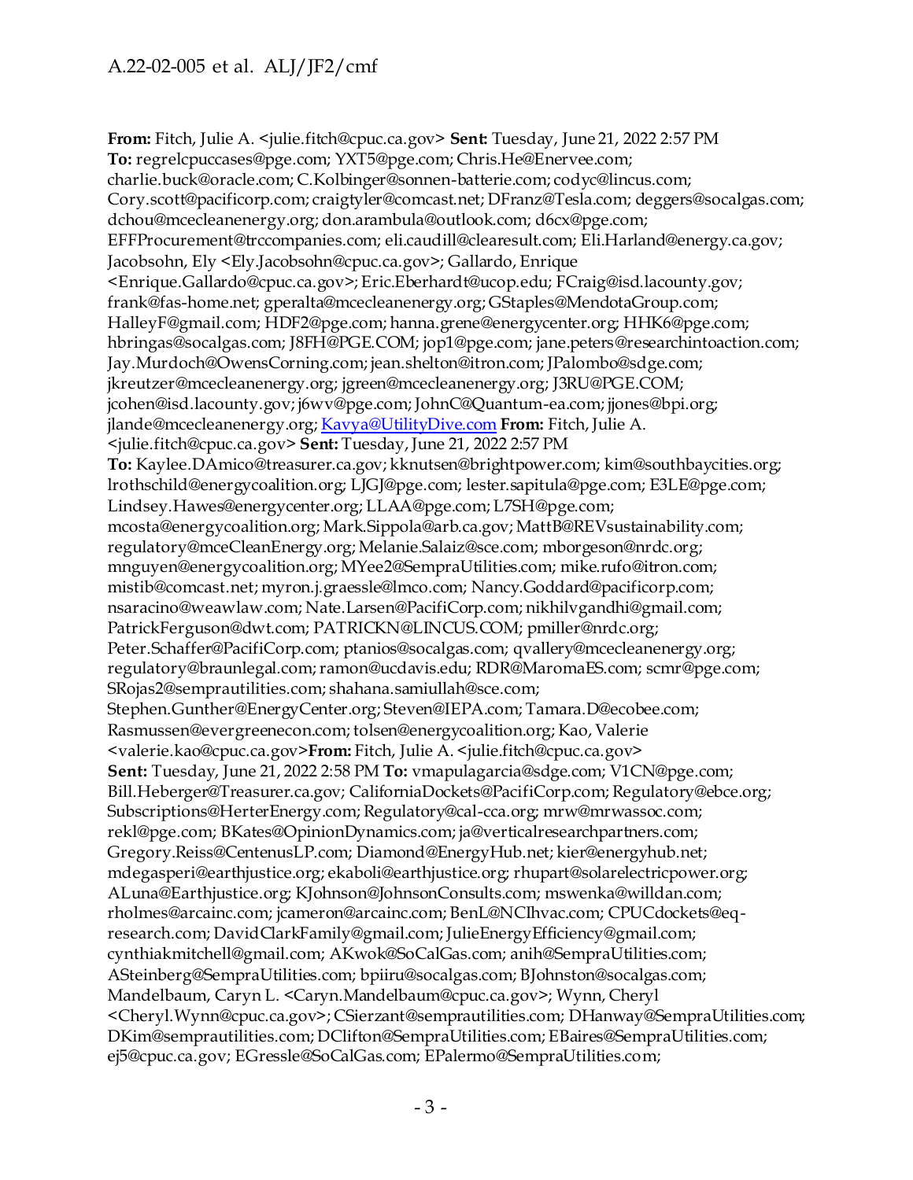**From:** Fitch, Julie A. <julie.fitch@cpuc.ca.gov> **Sent:** Tuesday, June 21, 2022 2:57 PM **To:** regrelcpuccases@pge.com; YXT5@pge.com; Chris.He@Enervee.com; charlie.buck@oracle.com; C.Kolbinger@sonnen-batterie.com; codyc@lincus.com; Cory.scott@pacificorp.com; craigtyler@comcast.net; DFranz@Tesla.com; deggers@socalgas.com; dchou@mcecleanenergy.org; don.arambula@outlook.com; d6cx@pge.com; EFFProcurement@trccompanies.com; eli.caudill@clearesult.com; Eli.Harland@energy.ca.gov; Jacobsohn, Ely <Ely.Jacobsohn@cpuc.ca.gov>; Gallardo, Enrique <Enrique.Gallardo@cpuc.ca.gov>; Eric.Eberhardt@ucop.edu; FCraig@isd.lacounty.gov; frank@fas-home.net; gperalta@mcecleanenergy.org; GStaples@MendotaGroup.com; HalleyF@gmail.com; HDF2@pge.com; hanna.grene@energycenter.org; HHK6@pge.com; hbringas@socalgas.com; J8FH@PGE.COM; jop1@pge.com; jane.peters@researchintoaction.com; Jay.Murdoch@OwensCorning.com; jean.shelton@itron.com; JPalombo@sdge.com; jkreutzer@mcecleanenergy.org; jgreen@mcecleanenergy.org; J3RU@PGE.COM; jcohen@isd.lacounty.gov; j6wv@pge.com; JohnC@Quantum-ea.com; jjones@bpi.org; jlande@mcecleanenergy.org; Kavya@UtilityDive.com **From:** Fitch, Julie A. <julie.fitch@cpuc.ca.gov> **Sent:** Tuesday, June 21, 2022 2:57 PM **To:** Kaylee.DAmico@treasurer.ca.gov; kknutsen@brightpower.com; kim@southbaycities.org; lrothschild@energycoalition.org; LJGJ@pge.com; lester.sapitula@pge.com; E3LE@pge.com; Lindsey.Hawes@energycenter.org; LLAA@pge.com; L7SH@pge.com; mcosta@energycoalition.org; Mark.Sippola@arb.ca.gov; MattB@REVsustainability.com; regulatory@mceCleanEnergy.org; Melanie.Salaiz@sce.com; mborgeson@nrdc.org; mnguyen@energycoalition.org; MYee2@SempraUtilities.com; mike.rufo@itron.com; mistib@comcast.net; myron.j.graessle@lmco.com; Nancy.Goddard@pacificorp.com; nsaracino@weawlaw.com; Nate.Larsen@PacifiCorp.com; nikhilvgandhi@gmail.com; PatrickFerguson@dwt.com; PATRICKN@LINCUS.COM; pmiller@nrdc.org; Peter.Schaffer@PacifiCorp.com; ptanios@socalgas.com; qvallery@mcecleanenergy.org; regulatory@braunlegal.com; ramon@ucdavis.edu; RDR@MaromaES.com; scmr@pge.com; SRojas2@semprautilities.com; shahana.samiullah@sce.com; Stephen.Gunther@EnergyCenter.org; Steven@IEPA.com; Tamara.D@ecobee.com; Rasmussen@evergreenecon.com; tolsen@energycoalition.org; Kao, Valerie <valerie.kao@cpuc.ca.gov>**From:** Fitch, Julie A. <julie.fitch@cpuc.ca.gov> **Sent:** Tuesday, June 21, 2022 2:58 PM **To:** vmapulagarcia@sdge.com; V1CN@pge.com; Bill.Heberger@Treasurer.ca.gov; CaliforniaDockets@PacifiCorp.com; Regulatory@ebce.org; Subscriptions@HerterEnergy.com; Regulatory@cal-cca.org; mrw@mrwassoc.com; rekl@pge.com; BKates@OpinionDynamics.com; ja@verticalresearchpartners.com; Gregory.Reiss@CentenusLP.com; Diamond@EnergyHub.net; kier@energyhub.net; mdegasperi@earthjustice.org; ekaboli@earthjustice.org; rhupart@solarelectricpower.org; ALuna@Earthjustice.org; KJohnson@JohnsonConsults.com; mswenka@willdan.com; rholmes@arcainc.com; jcameron@arcainc.com; BenL@NCIhvac.com; CPUCdockets@eq-research.com; DavidClarkFamily@gmail.com; JulieEnergyEfficiency@gmail.com; cynthiakmitchell@gmail.com; AKwok@SoCalGas.com; anih@SempraUtilities.com; ASteinberg@SempraUtilities.com; bpiiru@socalgas.com; BJohnston@socalgas.com; Mandelbaum, Caryn L. <Caryn.Mandelbaum@cpuc.ca.gov>; Wynn, Cheryl <Cheryl.Wynn@cpuc.ca.gov>; CSierzant@semprautilities.com; DHanway@SempraUtilities.com; DKim@semprautilities.com; DClifton@SempraUtilities.com; EBaires@SempraUtilities.com; ej5@cpuc.ca.gov; EGressle@SoCalGas.com; EPalermo@SempraUtilities.com;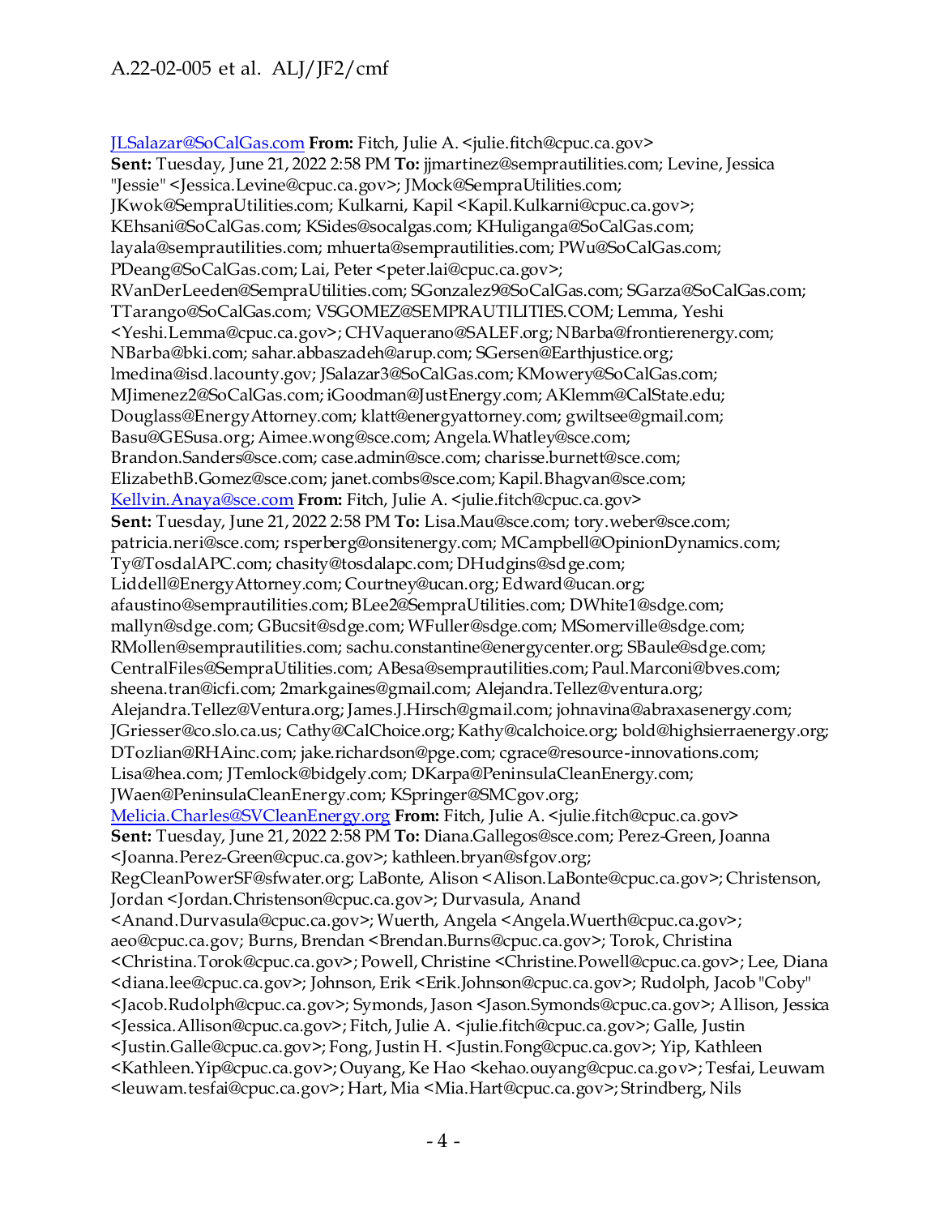JLSalazar@SoCalGas.com **From:** Fitch, Julie A. <julie.fitch@cpuc.ca.gov>
**Sent:** Tuesday, June 21, 2022 2:58 PM **To:** jjmartinez@semprautilities.com; Levine, Jessica "Jessie" <Jessica.Levine@cpuc.ca.gov>; JMock@SempraUtilities.com; JKwok@SempraUtilities.com; Kulkarni, Kapil <Kapil.Kulkarni@cpuc.ca.gov>; KEhsani@SoCalGas.com; KSides@socalgas.com; KHuliganga@SoCalGas.com; layala@semprautilities.com; mhuerta@semprautilities.com; PWu@SoCalGas.com; PDeang@SoCalGas.com; Lai, Peter <peter.lai@cpuc.ca.gov>; RVanDerLeeden@SempraUtilities.com; SGonzalez9@SoCalGas.com; SGarza@SoCalGas.com; TTarango@SoCalGas.com; VSGOMEZ@SEMPRAUTILITIES.COM; Lemma, Yeshi <Yeshi.Lemma@cpuc.ca.gov>; CHVaquerano@SALEF.org; NBarba@frontierenergy.com; NBarba@bki.com; sahar.abbaszadeh@arup.com; SGersen@Earthjustice.org; lmedina@isd.lacounty.gov; JSalazar3@SoCalGas.com; KMowery@SoCalGas.com; MJimenez2@SoCalGas.com; iGoodman@JustEnergy.com; AKlemm@CalState.edu; Douglass@EnergyAttorney.com; klatt@energyattorney.com; gwiltsee@gmail.com; Basu@GESusa.org; Aimee.wong@sce.com; Angela.Whatley@sce.com; Brandon.Sanders@sce.com; case.admin@sce.com; charisse.burnett@sce.com; ElizabethB.Gomez@sce.com; janet.combs@sce.com; Kapil.Bhagvan@sce.com; Kellvin.Anaya@sce.com **From:** Fitch, Julie A. <julie.fitch@cpuc.ca.gov>
**Sent:** Tuesday, June 21, 2022 2:58 PM **To:** Lisa.Mau@sce.com; tory.weber@sce.com; patricia.neri@sce.com; rsperberg@onsitenergy.com; MCampbell@OpinionDynamics.com; Ty@TosdalAPC.com; chasity@tosdalapc.com; DHudgins@sdge.com; Liddell@EnergyAttorney.com; Courtney@ucan.org; Edward@ucan.org; afaustino@semprautilities.com; BLee2@SempraUtilities.com; DWhite1@sdge.com; mallyn@sdge.com; GBucsit@sdge.com; WFuller@sdge.com; MSomerville@sdge.com; RMollen@semprautilities.com; sachu.constantine@energycenter.org; SBaule@sdge.com; CentralFiles@SempraUtilities.com; ABesa@semprautilities.com; Paul.Marconi@bves.com; sheena.tran@icfi.com; 2markgaines@gmail.com; Alejandra.Tellez@ventura.org; Alejandra.Tellez@Ventura.org; James.J.Hirsch@gmail.com; johnavina@abraxasenergy.com; JGriesser@co.slo.ca.us; Cathy@CalChoice.org; Kathy@calchoice.org; bold@highsierraenergy.org; DTozlian@RHAinc.com; jake.richardson@pge.com; cgrace@resource-innovations.com; Lisa@hea.com; JTemlock@bidgely.com; DKarpa@PeninsulaCleanEnergy.com; JWaen@PeninsulaCleanEnergy.com; KSpringer@SMCgov.org; Melicia.Charles@SVCleanEnergy.org **From:** Fitch, Julie A. <julie.fitch@cpuc.ca.gov>
**Sent:** Tuesday, June 21, 2022 2:58 PM **To:** Diana.Gallegos@sce.com; Perez-Green, Joanna <Joanna.Perez-Green@cpuc.ca.gov>; kathleen.bryan@sfgov.org; RegCleanPowerSF@sfwater.org; LaBonte, Alison <Alison.LaBonte@cpuc.ca.gov>; Christenson, Jordan <Jordan.Christenson@cpuc.ca.gov>; Durvasula, Anand <Anand.Durvasula@cpuc.ca.gov>; Wuerth, Angela <Angela.Wuerth@cpuc.ca.gov>; aeo@cpuc.ca.gov; Burns, Brendan <Brendan.Burns@cpuc.ca.gov>; Torok, Christina <Christina.Torok@cpuc.ca.gov>; Powell, Christine <Christine.Powell@cpuc.ca.gov>; Lee, Diana <diana.lee@cpuc.ca.gov>; Johnson, Erik <Erik.Johnson@cpuc.ca.gov>; Rudolph, Jacob "Coby" <Jacob.Rudolph@cpuc.ca.gov>; Symonds, Jason <Jason.Symonds@cpuc.ca.gov>; Allison, Jessica <Jessica.Allison@cpuc.ca.gov>; Fitch, Julie A. <julie.fitch@cpuc.ca.gov>; Galle, Justin <Justin.Galle@cpuc.ca.gov>; Fong, Justin H. <Justin.Fong@cpuc.ca.gov>; Yip, Kathleen <Kathleen.Yip@cpuc.ca.gov>; Ouyang, Ke Hao <kehao.ouyang@cpuc.ca.gov>; Tesfai, Leuwam <leuwam.tesfai@cpuc.ca.gov>; Hart, Mia <Mia.Hart@cpuc.ca.gov>; Strindberg, Nils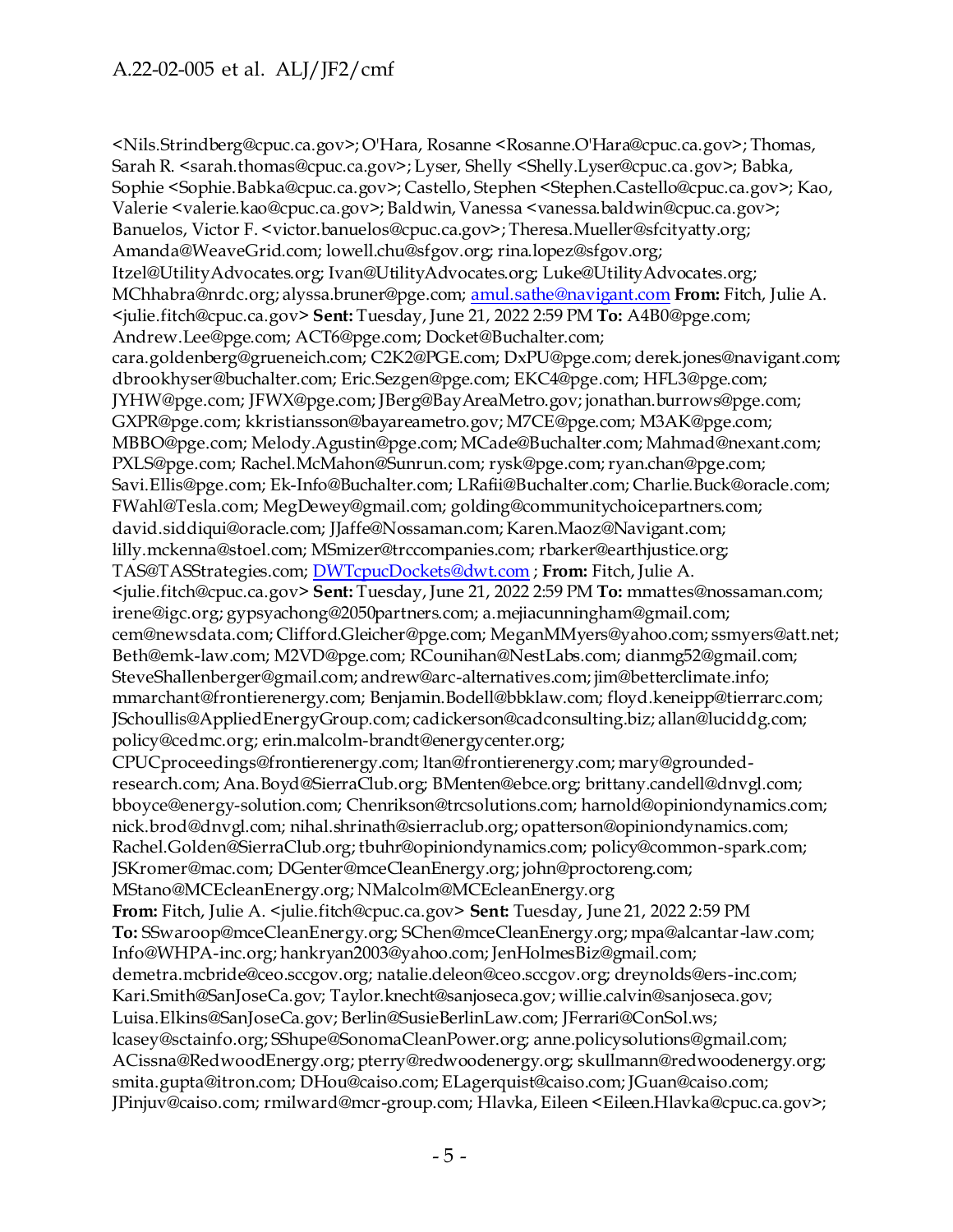<Nils.Strindberg@cpuc.ca.gov>; O'Hara, Rosanne <Rosanne.O'Hara@cpuc.ca.gov>; Thomas, Sarah R. <sarah.thomas@cpuc.ca.gov>; Lyser, Shelly <Shelly.Lyser@cpuc.ca.gov>; Babka, Sophie <Sophie.Babka@cpuc.ca.gov>; Castello, Stephen <Stephen.Castello@cpuc.ca.gov>; Kao, Valerie <valerie.kao@cpuc.ca.gov>; Baldwin, Vanessa <vanessa.baldwin@cpuc.ca.gov>; Banuelos, Victor F. <victor.banuelos@cpuc.ca.gov>; Theresa.Mueller@sfcityatty.org; Amanda@WeaveGrid.com; lowell.chu@sfgov.org; rina.lopez@sfgov.org; Itzel@UtilityAdvocates.org; Ivan@UtilityAdvocates.org; Luke@UtilityAdvocates.org; MChhabra@nrdc.org; alyssa.bruner@pge.com; amul.sathe@navigant.com **From:** Fitch, Julie A. <julie.fitch@cpuc.ca.gov> **Sent:** Tuesday, June 21, 2022 2:59 PM **To:** A4B0@pge.com; Andrew.Lee@pge.com; ACT6@pge.com; Docket@Buchalter.com; cara.goldenberg@grueneich.com; C2K2@PGE.com; DxPU@pge.com; derek.jones@navigant.com; dbrookhyser@buchalter.com; Eric.Sezgen@pge.com; EKC4@pge.com; HFL3@pge.com; JYHW@pge.com; JFWX@pge.com; JBerg@BayAreaMetro.gov; jonathan.burrows@pge.com; GXPR@pge.com; kkristiansson@bayareametro.gov; M7CE@pge.com; M3AK@pge.com; MBBO@pge.com; Melody.Agustin@pge.com; MCade@Buchalter.com; Mahmad@nexant.com; PXLS@pge.com; Rachel.McMahon@Sunrun.com; rysk@pge.com; ryan.chan@pge.com; Savi.Ellis@pge.com; Ek-Info@Buchalter.com; LRafii@Buchalter.com; Charlie.Buck@oracle.com; FWahl@Tesla.com; MegDewey@gmail.com; golding@communitychoicepartners.com; david.siddiqui@oracle.com; JJaffe@Nossaman.com; Karen.Maoz@Navigant.com; lilly.mckenna@stoel.com; MSmizer@trccompanies.com; rbarker@earthjustice.org; TAS@TASStrategies.com; DWTcpucDockets@dwt.com ; **From:** Fitch, Julie A. <julie.fitch@cpuc.ca.gov> **Sent:** Tuesday, June 21, 2022 2:59 PM **To:** mmattes@nossaman.com; irene@igc.org; gypsyachong@2050partners.com; a.mejiacunningham@gmail.com; cem@newsdata.com; Clifford.Gleicher@pge.com; MeganMMyers@yahoo.com; ssmyers@att.net; Beth@emk-law.com; M2VD@pge.com; RCounihan@NestLabs.com; dianmg52@gmail.com; SteveShallenberger@gmail.com; andrew@arc-alternatives.com; jim@betterclimate.info; mmarchant@frontierenergy.com; Benjamin.Bodell@bbklaw.com; floyd.keneipp@tierrarc.com; JSchoullis@AppliedEnergyGroup.com; cadickerson@cadconsulting.biz; allan@luciddg.com; policy@cedmc.org; erin.malcolm-brandt@energycenter.org; CPUCproceedings@frontierenergy.com; ltan@frontierenergy.com; mary@grounded-research.com; Ana.Boyd@SierraClub.org; BMenten@ebce.org; brittany.candell@dnvgl.com; bboyce@energy-solution.com; Chenrikson@trcsolutions.com; harnold@opiniondynamics.com; nick.brod@dnvgl.com; nihal.shrinath@sierraclub.org; opatterson@opiniondynamics.com; Rachel.Golden@SierraClub.org; tbuhr@opiniondynamics.com; policy@common-spark.com; JSKromer@mac.com; DGenter@mceCleanEnergy.org; john@proctoreng.com; MStano@MCEcleanEnergy.org; NMalcolm@MCEcleanEnergy.org
**From:** Fitch, Julie A. <julie.fitch@cpuc.ca.gov> **Sent:** Tuesday, June 21, 2022 2:59 PM
**To:** SSwaroop@mceCleanEnergy.org; SChen@mceCleanEnergy.org; mpa@alcantar-law.com; Info@WHPA-inc.org; hankryan2003@yahoo.com; JenHolmesBiz@gmail.com; demetra.mcbride@ceo.sccgov.org; natalie.deleon@ceo.sccgov.org; dreynolds@ers-inc.com; Kari.Smith@SanJoseCa.gov; Taylor.knecht@sanjoseca.gov; willie.calvin@sanjoseca.gov; Luisa.Elkins@SanJoseCa.gov; Berlin@SusieBerlinLaw.com; JFerrari@ConSol.ws; lcasey@sctainfo.org; SShupe@SonomaCleanPower.org; anne.policysolutions@gmail.com; ACissna@RedwoodEnergy.org; pterry@redwoodenergy.org; skullmann@redwoodenergy.org; smita.gupta@itron.com; DHou@caiso.com; ELagerquist@caiso.com; JGuan@caiso.com; JPinjuv@caiso.com; rmilward@mcr-group.com; Hlavka, Eileen <Eileen.Hlavka@cpuc.ca.gov>;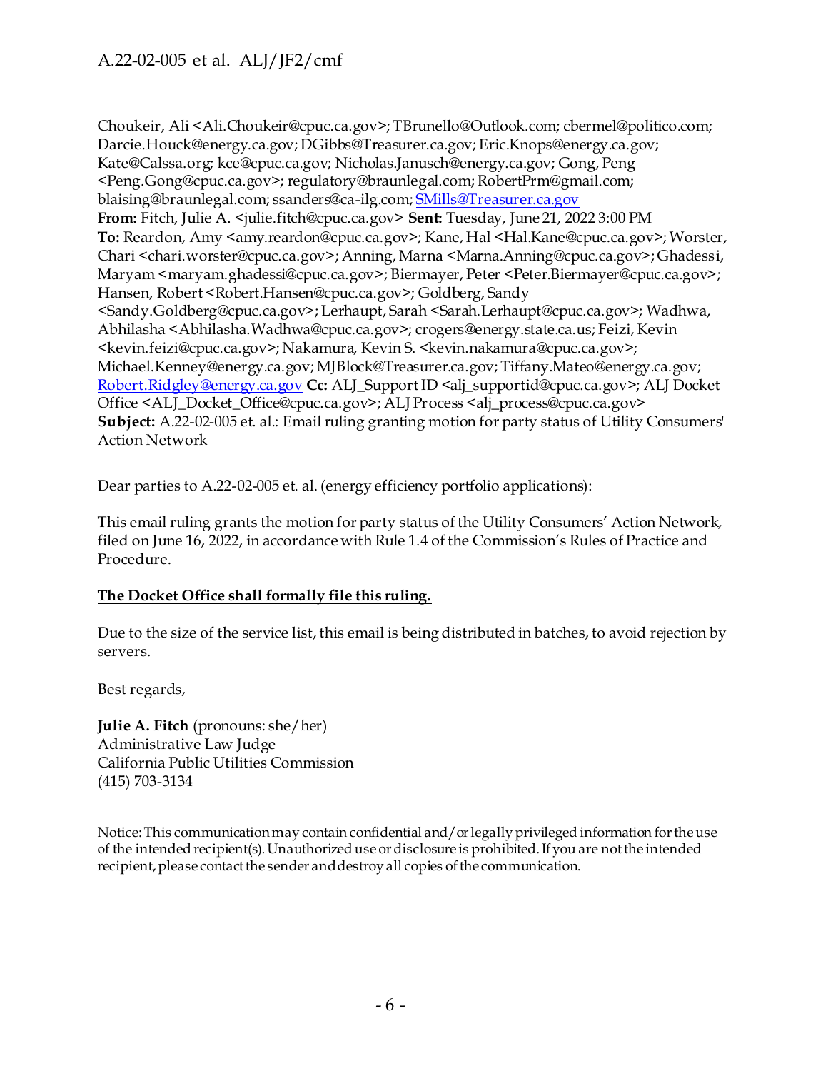Choukeir, Ali <Ali.Choukeir@cpuc.ca.gov>; TBrunello@Outlook.com; cbermel@politico.com; Darcie.Houck@energy.ca.gov; DGibbs@Treasurer.ca.gov; Eric.Knops@energy.ca.gov; Kate@Calssa.org; kce@cpuc.ca.gov; Nicholas.Janusch@energy.ca.gov; Gong, Peng <Peng.Gong@cpuc.ca.gov>; regulatory@braunlegal.com; RobertPrm@gmail.com; blaising@braunlegal.com; ssanders@ca-ilg.com; SMills@Treasurer.ca.gov
**From:** Fitch, Julie A. <julie.fitch@cpuc.ca.gov> **Sent:** Tuesday, June 21, 2022 3:00 PM
**To:** Reardon, Amy <amy.reardon@cpuc.ca.gov>; Kane, Hal <Hal.Kane@cpuc.ca.gov>; Worster, Chari <chari.worster@cpuc.ca.gov>; Anning, Marna <Marna.Anning@cpuc.ca.gov>; Ghadessi, Maryam <maryam.ghadessi@cpuc.ca.gov>; Biermayer, Peter <Peter.Biermayer@cpuc.ca.gov>; Hansen, Robert <Robert.Hansen@cpuc.ca.gov>; Goldberg, Sandy <Sandy.Goldberg@cpuc.ca.gov>; Lerhaupt, Sarah <Sarah.Lerhaupt@cpuc.ca.gov>; Wadhwa, Abhilasha <Abhilasha.Wadhwa@cpuc.ca.gov>; crogers@energy.state.ca.us; Feizi, Kevin <kevin.feizi@cpuc.ca.gov>; Nakamura, Kevin S. <kevin.nakamura@cpuc.ca.gov>; Michael.Kenney@energy.ca.gov; MJBlock@Treasurer.ca.gov; Tiffany.Mateo@energy.ca.gov; Robert.Ridgley@energy.ca.gov **Cc:** ALJ_Support ID <alj_supportid@cpuc.ca.gov>; ALJ Docket Office <ALJ_Docket_Office@cpuc.ca.gov>; ALJ Process <alj_process@cpuc.ca.gov>
**Subject:** A.22-02-005 et. al.: Email ruling granting motion for party status of Utility Consumers' Action Network

Dear parties to A.22-02-005 et. al. (energy efficiency portfolio applications):

This email ruling grants the motion for party status of the Utility Consumers' Action Network, filed on June 16, 2022, in accordance with Rule 1.4 of the Commission's Rules of Practice and Procedure.

**The Docket Office shall formally file this ruling.**

Due to the size of the service list, this email is being distributed in batches, to avoid rejection by servers.

Best regards,

**Julie A. Fitch** (pronouns: she/her)
Administrative Law Judge
California Public Utilities Commission
(415) 703-3134

Notice: This communication may contain confidential and/or legally privileged information for the use of the intended recipient(s). Unauthorized use or disclosure is prohibited. If you are not the intended recipient, please contact the sender and destroy all copies of the communication.